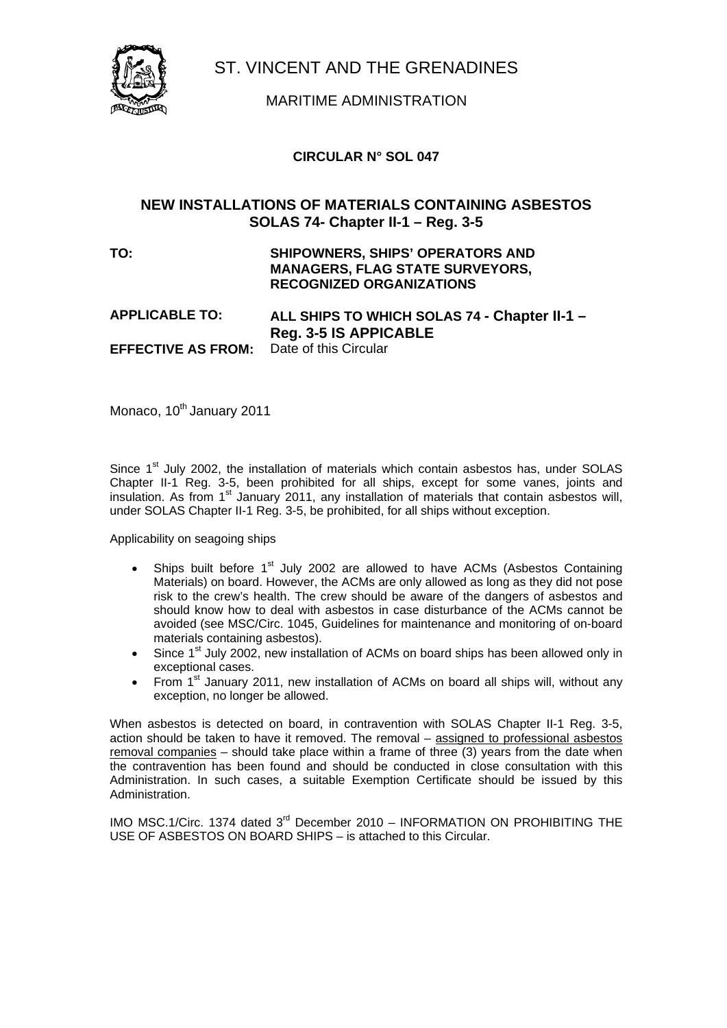# ST. VINCENT AND THE GRENADINES

## MARITIME ADMINISTRATION

### CIRCULAR N° SOL 047

### NEW INSTALLATIONS OF MATERIALS CONTAINING ASBESTOS SOLAS 74- Chapter II-1 – Reg. 3-5

**TO:** **SHIPOWNERS, SHIPS' OPERATORS AND MANAGERS, FLAG STATE SURVEYORS, RECOGNIZED ORGANIZATIONS**

**APPLICABLE TO:** **ALL SHIPS TO WHICH SOLAS 74 - Chapter II-1 – Reg. 3-5 IS APPICABLE**

**EFFECTIVE AS FROM:** Date of this Circular

Monaco, 10th January 2011

Since 1st July 2002, the installation of materials which contain asbestos has, under SOLAS Chapter II-1 Reg. 3-5, been prohibited for all ships, except for some vanes, joints and insulation. As from 1st January 2011, any installation of materials that contain asbestos will, under SOLAS Chapter II-1 Reg. 3-5, be prohibited, for all ships without exception.

Applicability on seagoing ships

- Ships built before 1st July 2002 are allowed to have ACMs (Asbestos Containing Materials) on board. However, the ACMs are only allowed as long as they did not pose risk to the crew's health. The crew should be aware of the dangers of asbestos and should know how to deal with asbestos in case disturbance of the ACMs cannot be avoided (see MSC/Circ. 1045, Guidelines for maintenance and monitoring of on-board materials containing asbestos).
- Since 1st July 2002, new installation of ACMs on board ships has been allowed only in exceptional cases.
- From 1st January 2011, new installation of ACMs on board all ships will, without any exception, no longer be allowed.

When asbestos is detected on board, in contravention with SOLAS Chapter II-1 Reg. 3-5, action should be taken to have it removed. The removal – assigned to professional asbestos removal companies – should take place within a frame of three (3) years from the date when the contravention has been found and should be conducted in close consultation with this Administration. In such cases, a suitable Exemption Certificate should be issued by this Administration.

IMO MSC.1/Circ. 1374 dated 3rd December 2010 – INFORMATION ON PROHIBITING THE USE OF ASBESTOS ON BOARD SHIPS – is attached to this Circular.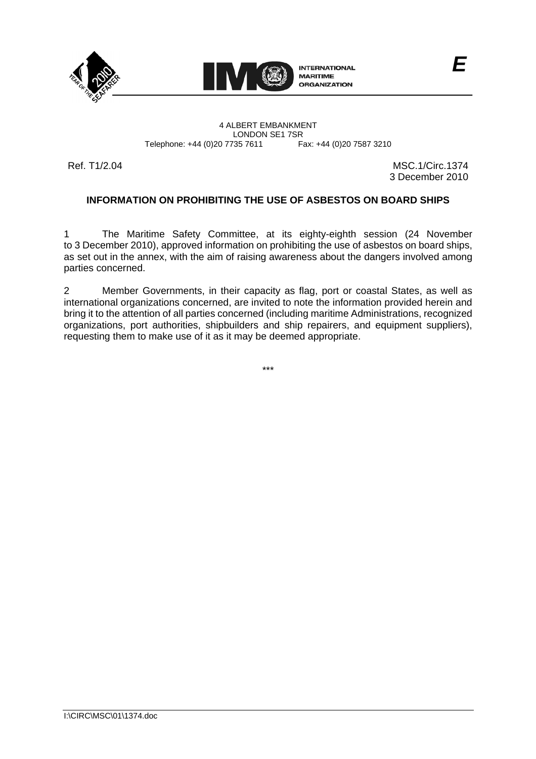4 ALBERT EMBANKMENT
LONDON SE1 7SR
Telephone: +44 (0)20 7735 7611 Fax: +44 (0)20 7587 3210

Ref. T1/2.04

MSC.1/Circ.1374
3 December 2010

## INFORMATION ON PROHIBITING THE USE OF ASBESTOS ON BOARD SHIPS

1 The Maritime Safety Committee, at its eighty-eighth session (24 November to 3 December 2010), approved information on prohibiting the use of asbestos on board ships, as set out in the annex, with the aim of raising awareness about the dangers involved among parties concerned.

2 Member Governments, in their capacity as flag, port or coastal States, as well as international organizations concerned, are invited to note the information provided herein and bring it to the attention of all parties concerned (including maritime Administrations, recognized organizations, port authorities, shipbuilders and ship repairers, and equipment suppliers), requesting them to make use of it as it may be deemed appropriate.

\*\*\*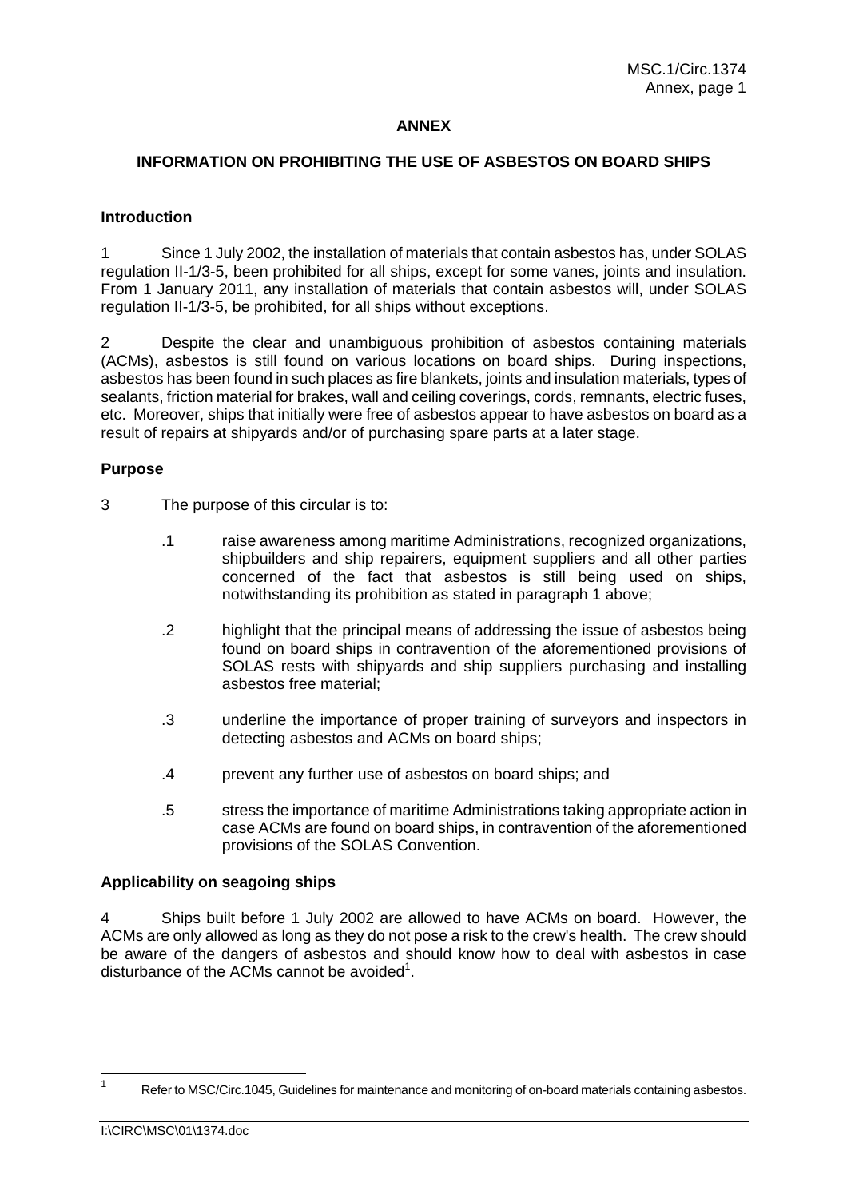# ANNEX

## INFORMATION ON PROHIBITING THE USE OF ASBESTOS ON BOARD SHIPS

### Introduction

1 Since 1 July 2002, the installation of materials that contain asbestos has, under SOLAS regulation II-1/3-5, been prohibited for all ships, except for some vanes, joints and insulation. From 1 January 2011, any installation of materials that contain asbestos will, under SOLAS regulation II-1/3-5, be prohibited, for all ships without exceptions.

2 Despite the clear and unambiguous prohibition of asbestos containing materials (ACMs), asbestos is still found on various locations on board ships. During inspections, asbestos has been found in such places as fire blankets, joints and insulation materials, types of sealants, friction material for brakes, wall and ceiling coverings, cords, remnants, electric fuses, etc. Moreover, ships that initially were free of asbestos appear to have asbestos on board as a result of repairs at shipyards and/or of purchasing spare parts at a later stage.

### Purpose

3 The purpose of this circular is to:

.1 raise awareness among maritime Administrations, recognized organizations, shipbuilders and ship repairers, equipment suppliers and all other parties concerned of the fact that asbestos is still being used on ships, notwithstanding its prohibition as stated in paragraph 1 above;

.2 highlight that the principal means of addressing the issue of asbestos being found on board ships in contravention of the aforementioned provisions of SOLAS rests with shipyards and ship suppliers purchasing and installing asbestos free material;

.3 underline the importance of proper training of surveyors and inspectors in detecting asbestos and ACMs on board ships;

.4 prevent any further use of asbestos on board ships; and

.5 stress the importance of maritime Administrations taking appropriate action in case ACMs are found on board ships, in contravention of the aforementioned provisions of the SOLAS Convention.

### Applicability on seagoing ships

4 Ships built before 1 July 2002 are allowed to have ACMs on board. However, the ACMs are only allowed as long as they do not pose a risk to the crew's health. The crew should be aware of the dangers of asbestos and should know how to deal with asbestos in case disturbance of the ACMs cannot be avoided[1].

[1] Refer to MSC/Circ.1045, Guidelines for maintenance and monitoring of on-board materials containing asbestos.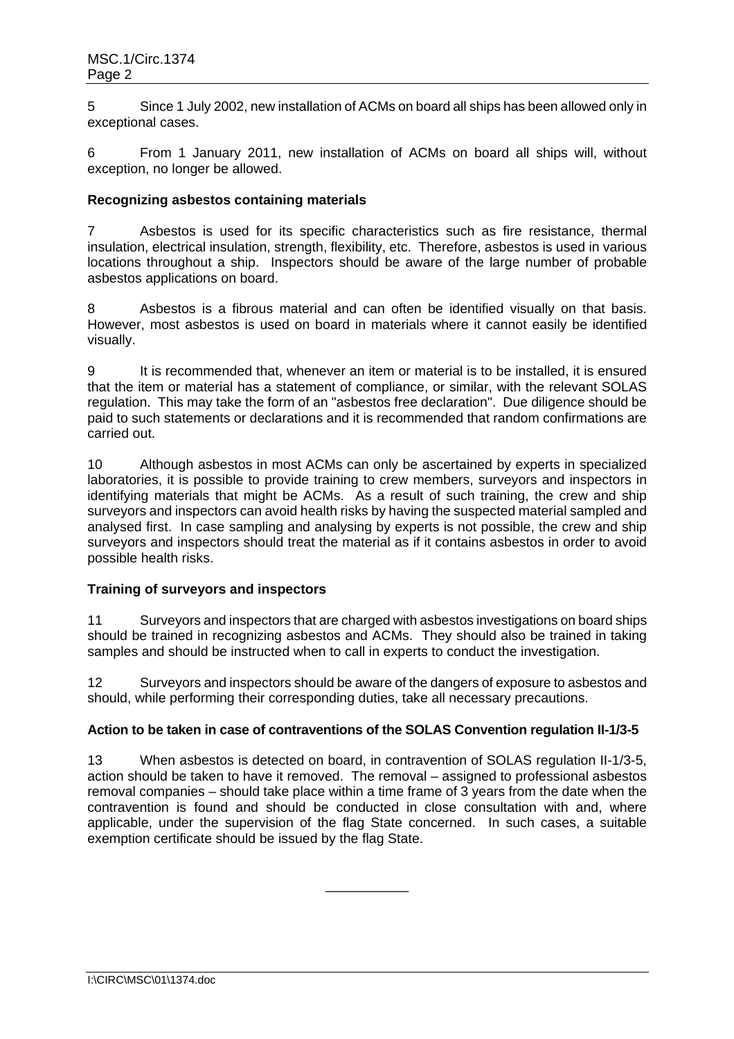5 Since 1 July 2002, new installation of ACMs on board all ships has been allowed only in exceptional cases.

6 From 1 January 2011, new installation of ACMs on board all ships will, without exception, no longer be allowed.

**Recognizing asbestos containing materials**

7 Asbestos is used for its specific characteristics such as fire resistance, thermal insulation, electrical insulation, strength, flexibility, etc. Therefore, asbestos is used in various locations throughout a ship. Inspectors should be aware of the large number of probable asbestos applications on board.

8 Asbestos is a fibrous material and can often be identified visually on that basis. However, most asbestos is used on board in materials where it cannot easily be identified visually.

9 It is recommended that, whenever an item or material is to be installed, it is ensured that the item or material has a statement of compliance, or similar, with the relevant SOLAS regulation. This may take the form of an "asbestos free declaration". Due diligence should be paid to such statements or declarations and it is recommended that random confirmations are carried out.

10 Although asbestos in most ACMs can only be ascertained by experts in specialized laboratories, it is possible to provide training to crew members, surveyors and inspectors in identifying materials that might be ACMs. As a result of such training, the crew and ship surveyors and inspectors can avoid health risks by having the suspected material sampled and analysed first. In case sampling and analysing by experts is not possible, the crew and ship surveyors and inspectors should treat the material as if it contains asbestos in order to avoid possible health risks.

**Training of surveyors and inspectors**

11 Surveyors and inspectors that are charged with asbestos investigations on board ships should be trained in recognizing asbestos and ACMs. They should also be trained in taking samples and should be instructed when to call in experts to conduct the investigation.

12 Surveyors and inspectors should be aware of the dangers of exposure to asbestos and should, while performing their corresponding duties, take all necessary precautions.

**Action to be taken in case of contraventions of the SOLAS Convention regulation II-1/3-5**

13 When asbestos is detected on board, in contravention of SOLAS regulation II-1/3-5, action should be taken to have it removed. The removal – assigned to professional asbestos removal companies – should take place within a time frame of 3 years from the date when the contravention is found and should be conducted in close consultation with and, where applicable, under the supervision of the flag State concerned. In such cases, a suitable exemption certificate should be issued by the flag State.

___________